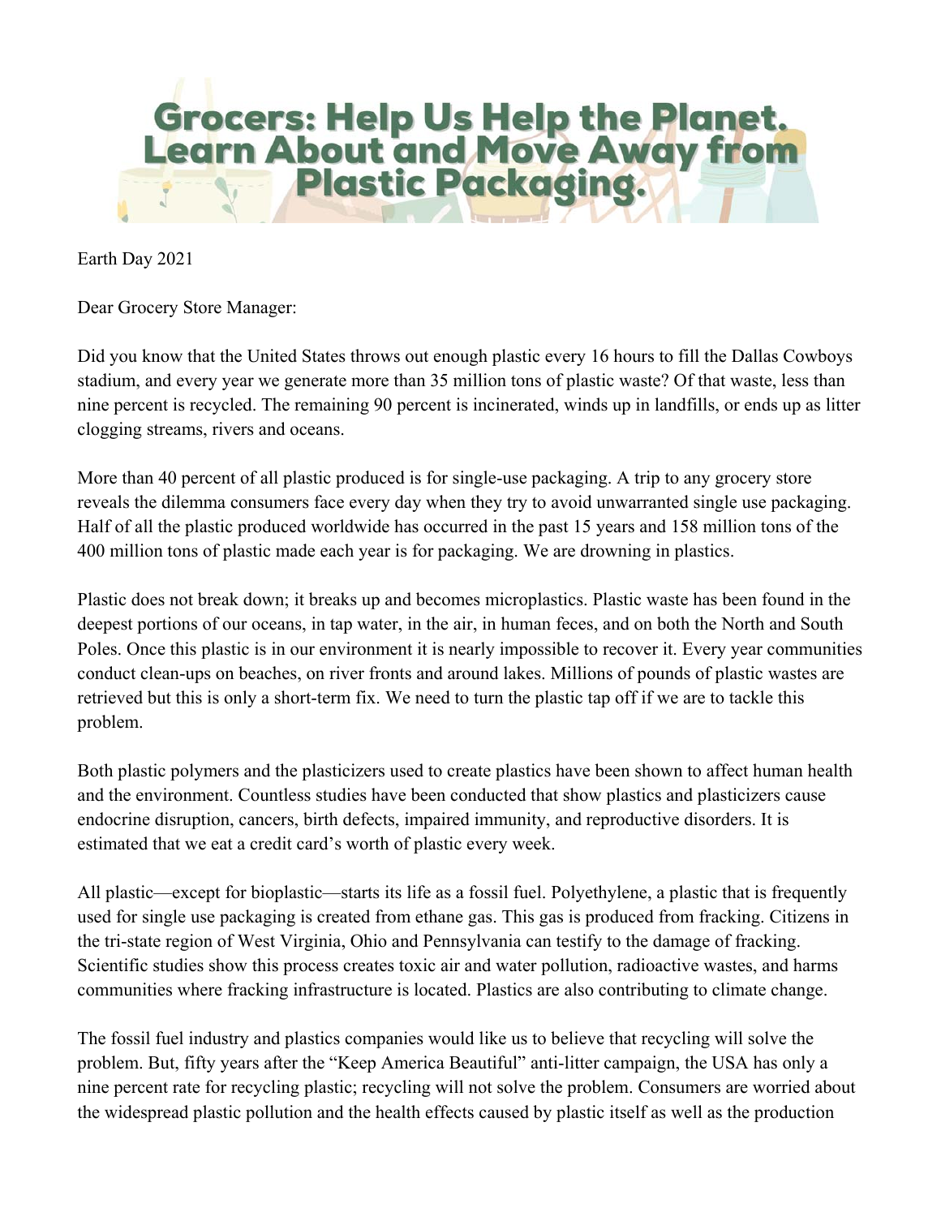# Grocers: Help Us Help the Planet. Learn About and Move Away from Plastic Packaging.

Earth Day 2021

Dear Grocery Store Manager:

Did you know that the United States throws out enough plastic every 16 hours to fill the Dallas Cowboys stadium, and every year we generate more than 35 million tons of plastic waste? Of that waste, less than nine percent is recycled. The remaining 90 percent is incinerated, winds up in landfills, or ends up as litter clogging streams, rivers and oceans.

More than 40 percent of all plastic produced is for single-use packaging. A trip to any grocery store reveals the dilemma consumers face every day when they try to avoid unwarranted single use packaging. Half of all the plastic produced worldwide has occurred in the past 15 years and 158 million tons of the 400 million tons of plastic made each year is for packaging. We are drowning in plastics.

Plastic does not break down; it breaks up and becomes microplastics. Plastic waste has been found in the deepest portions of our oceans, in tap water, in the air, in human feces, and on both the North and South Poles. Once this plastic is in our environment it is nearly impossible to recover it. Every year communities conduct clean-ups on beaches, on river fronts and around lakes. Millions of pounds of plastic wastes are retrieved but this is only a short-term fix. We need to turn the plastic tap off if we are to tackle this problem.

Both plastic polymers and the plasticizers used to create plastics have been shown to affect human health and the environment. Countless studies have been conducted that show plastics and plasticizers cause endocrine disruption, cancers, birth defects, impaired immunity, and reproductive disorders. It is estimated that we eat a credit card's worth of plastic every week.

All plastic—except for bioplastic—starts its life as a fossil fuel. Polyethylene, a plastic that is frequently used for single use packaging is created from ethane gas. This gas is produced from fracking. Citizens in the tri-state region of West Virginia, Ohio and Pennsylvania can testify to the damage of fracking. Scientific studies show this process creates toxic air and water pollution, radioactive wastes, and harms communities where fracking infrastructure is located. Plastics are also contributing to climate change.

The fossil fuel industry and plastics companies would like us to believe that recycling will solve the problem. But, fifty years after the "Keep America Beautiful" anti-litter campaign, the USA has only a nine percent rate for recycling plastic; recycling will not solve the problem. Consumers are worried about the widespread plastic pollution and the health effects caused by plastic itself as well as the production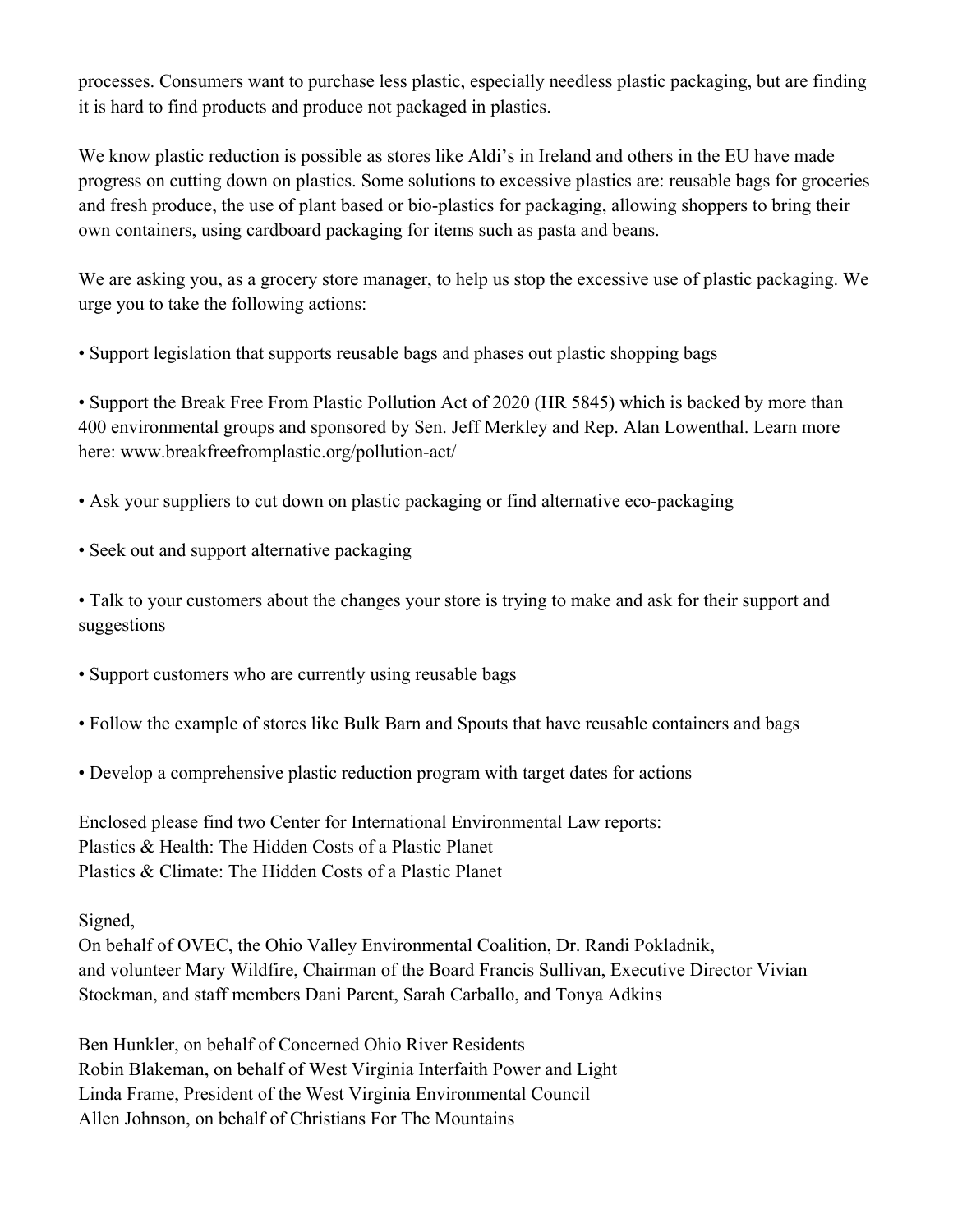processes. Consumers want to purchase less plastic, especially needless plastic packaging, but are finding it is hard to find products and produce not packaged in plastics.

We know plastic reduction is possible as stores like Aldi's in Ireland and others in the EU have made progress on cutting down on plastics. Some solutions to excessive plastics are: reusable bags for groceries and fresh produce, the use of plant based or bio-plastics for packaging, allowing shoppers to bring their own containers, using cardboard packaging for items such as pasta and beans.

We are asking you, as a grocery store manager, to help us stop the excessive use of plastic packaging. We urge you to take the following actions:

- Support legislation that supports reusable bags and phases out plastic shopping bags

- Support the Break Free From Plastic Pollution Act of 2020 (HR 5845) which is backed by more than 400 environmental groups and sponsored by Sen. Jeff Merkley and Rep. Alan Lowenthal. Learn more here: www.breakfreefromplastic.org/pollution-act/

- Ask your suppliers to cut down on plastic packaging or find alternative eco-packaging

- Seek out and support alternative packaging

- Talk to your customers about the changes your store is trying to make and ask for their support and suggestions

- Support customers who are currently using reusable bags

- Follow the example of stores like Bulk Barn and Spouts that have reusable containers and bags

- Develop a comprehensive plastic reduction program with target dates for actions

Enclosed please find two Center for International Environmental Law reports:
Plastics & Health: The Hidden Costs of a Plastic Planet
Plastics & Climate: The Hidden Costs of a Plastic Planet

Signed,
On behalf of OVEC, the Ohio Valley Environmental Coalition, Dr. Randi Pokladnik, and volunteer Mary Wildfire, Chairman of the Board Francis Sullivan, Executive Director Vivian Stockman, and staff members Dani Parent, Sarah Carballo, and Tonya Adkins

Ben Hunkler, on behalf of Concerned Ohio River Residents
Robin Blakeman, on behalf of West Virginia Interfaith Power and Light
Linda Frame, President of the West Virginia Environmental Council
Allen Johnson, on behalf of Christians For The Mountains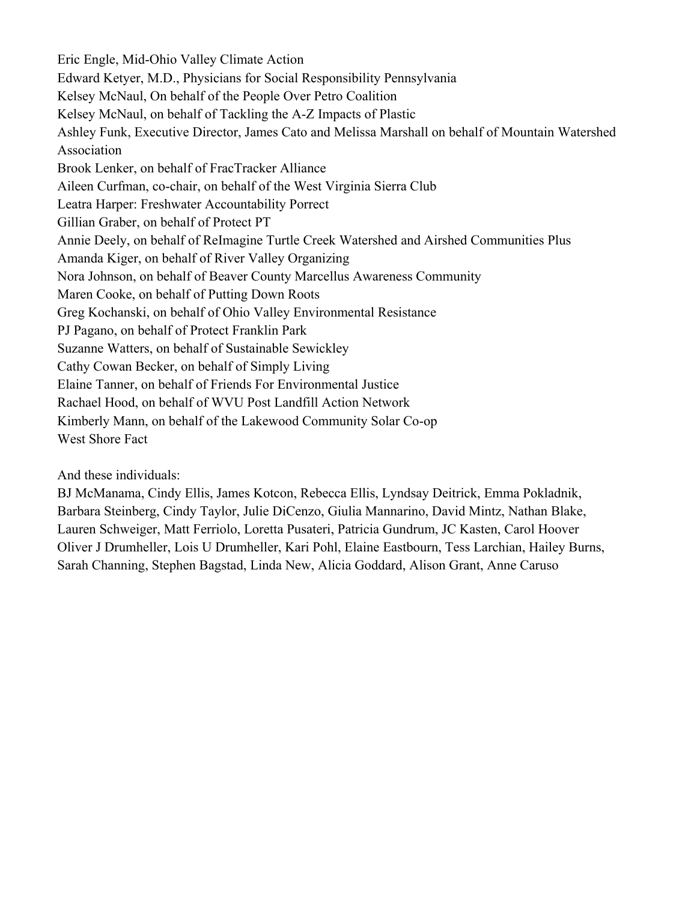Eric Engle, Mid-Ohio Valley Climate Action
Edward Ketyer, M.D., Physicians for Social Responsibility Pennsylvania
Kelsey McNaul, On behalf of the People Over Petro Coalition
Kelsey McNaul, on behalf of Tackling the A-Z Impacts of Plastic
Ashley Funk, Executive Director, James Cato and Melissa Marshall on behalf of Mountain Watershed Association
Brook Lenker, on behalf of FracTracker Alliance
Aileen Curfman, co-chair, on behalf of the West Virginia Sierra Club
Leatra Harper: Freshwater Accountability Porrect
Gillian Graber, on behalf of Protect PT
Annie Deely, on behalf of ReImagine Turtle Creek Watershed and Airshed Communities Plus
Amanda Kiger, on behalf of River Valley Organizing
Nora Johnson, on behalf of Beaver County Marcellus Awareness Community
Maren Cooke, on behalf of Putting Down Roots
Greg Kochanski, on behalf of Ohio Valley Environmental Resistance
PJ Pagano, on behalf of Protect Franklin Park
Suzanne Watters, on behalf of Sustainable Sewickley
Cathy Cowan Becker, on behalf of Simply Living
Elaine Tanner, on behalf of Friends For Environmental Justice
Rachael Hood, on behalf of WVU Post Landfill Action Network
Kimberly Mann, on behalf of the Lakewood Community Solar Co-op
West Shore Fact

And these individuals:
BJ McManama, Cindy Ellis, James Kotcon, Rebecca Ellis, Lyndsay Deitrick, Emma Pokladnik, Barbara Steinberg, Cindy Taylor, Julie DiCenzo, Giulia Mannarino, David Mintz, Nathan Blake, Lauren Schweiger, Matt Ferriolo, Loretta Pusateri, Patricia Gundrum, JC Kasten, Carol Hoover Oliver J Drumheller, Lois U Drumheller, Kari Pohl, Elaine Eastbourn, Tess Larchian, Hailey Burns, Sarah Channing, Stephen Bagstad, Linda New, Alicia Goddard, Alison Grant, Anne Caruso